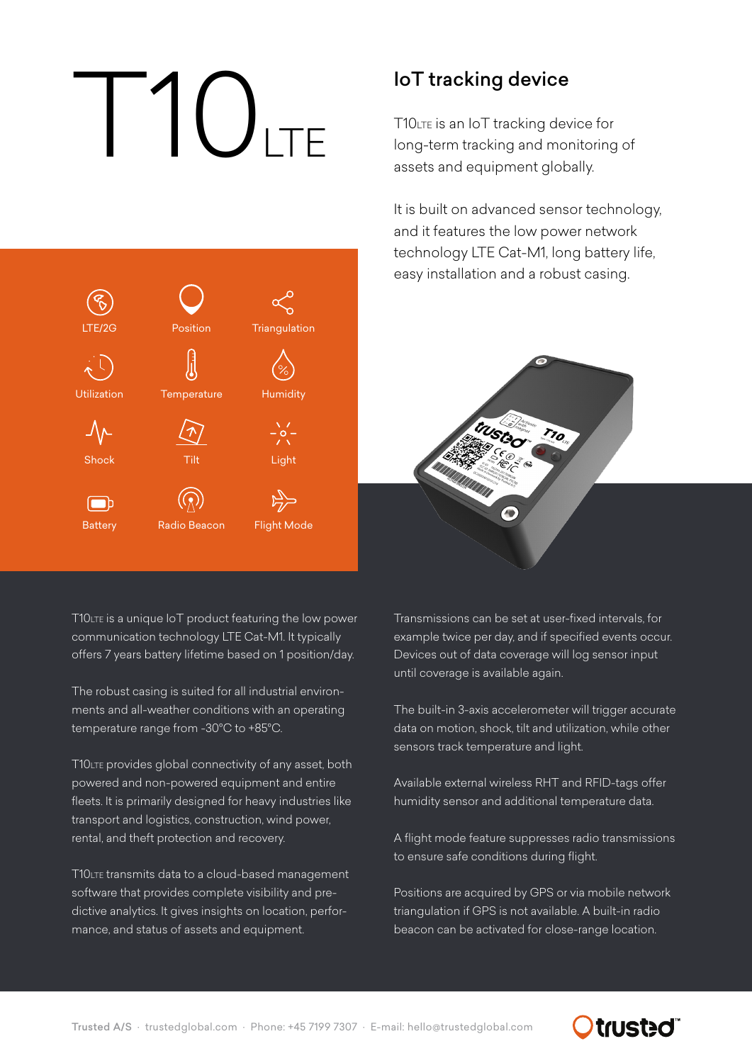# T10LTE

## IoT tracking device

T10LTE is an IoT tracking device for long-term tracking and monitoring of assets and equipment globally.

It is built on advanced sensor technology, and it features the low power network technology LTE Cat-M1, long battery life, easy installation and a robust casing.

- LTE/2G
- Position
- Triangulation
- Utilization
- Temperature
- Humidity
- Shock
- Tilt
- Light
- Battery
- Radio Beacon
- Flight Mode

T10LTE is a unique IoT product featuring the low power communication technology LTE Cat-M1. It typically offers 7 years battery lifetime based on 1 position/day.

The robust casing is suited for all industrial environments and all-weather conditions with an operating temperature range from -30°C to +85°C.

T10LTE provides global connectivity of any asset, both powered and non-powered equipment and entire fleets. It is primarily designed for heavy industries like transport and logistics, construction, wind power, rental, and theft protection and recovery.

T10LTE transmits data to a cloud-based management software that provides complete visibility and predictive analytics. It gives insights on location, performance, and status of assets and equipment.

Transmissions can be set at user-fixed intervals, for example twice per day, and if specified events occur. Devices out of data coverage will log sensor input until coverage is available again.

The built-in 3-axis accelerometer will trigger accurate data on motion, shock, tilt and utilization, while other sensors track temperature and light.

Available external wireless RHT and RFID-tags offer humidity sensor and additional temperature data.

A flight mode feature suppresses radio transmissions to ensure safe conditions during flight.

Positions are acquired by GPS or via mobile network triangulation if GPS is not available. A built-in radio beacon can be activated for close-range location.

Trusted A/S · trustedglobal.com · Phone: +45 7199 7307 · E-mail: hello@trustedglobal.com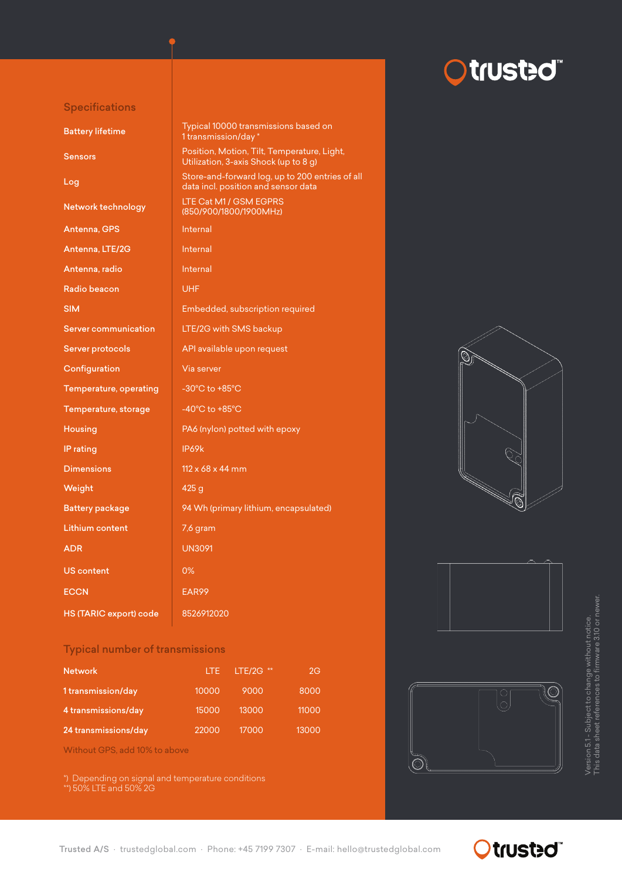## Specifications

| | |
|---|---|
| Battery lifetime | Typical 10000 transmissions based on 1 transmission/day * |
| Sensors | Position, Motion, Tilt, Temperature, Light, Utilization, 3-axis Shock (up to 8 g) |
| Log | Store-and-forward log, up to 200 entries of all data incl. position and sensor data |
| Network technology | LTE Cat M1 / GSM EGPRS (850/900/1800/1900MHz) |
| Antenna, GPS | Internal |
| Antenna, LTE/2G | Internal |
| Antenna, radio | Internal |
| Radio beacon | UHF |
| SIM | Embedded, subscription required |
| Server communication | LTE/2G with SMS backup |
| Server protocols | API available upon request |
| Configuration | Via server |
| Temperature, operating | -30°C to +85°C |
| Temperature, storage | -40°C to +85°C |
| Housing | PA6 (nylon) potted with epoxy |
| IP rating | IP69k |
| Dimensions | 112 x 68 x 44 mm |
| Weight | 425 g |
| Battery package | 94 Wh (primary lithium, encapsulated) |
| Lithium content | 7,6 gram |
| ADR | UN3091 |
| US content | 0% |
| ECCN | EAR99 |
| HS (TARIC export) code | 8526912020 |

## Typical number of transmissions

| Network | LTE | LTE/2G ** | 2G |
|---|---|---|---|
| 1 transmission/day | 10000 | 9000 | 8000 |
| 4 transmissions/day | 15000 | 13000 | 11000 |
| 24 transmissions/day | 22000 | 17000 | 13000 |

Without GPS, add 10% to above

*) Depending on signal and temperature conditions
**) 50% LTE and 50% 2G

Version 5.1 - Subject to change without notice.
This data sheet references to firmware 3.10 or newer.

Trusted A/S · trustedglobal.com · Phone: +45 7199 7307 · E-mail: hello@trustedglobal.com